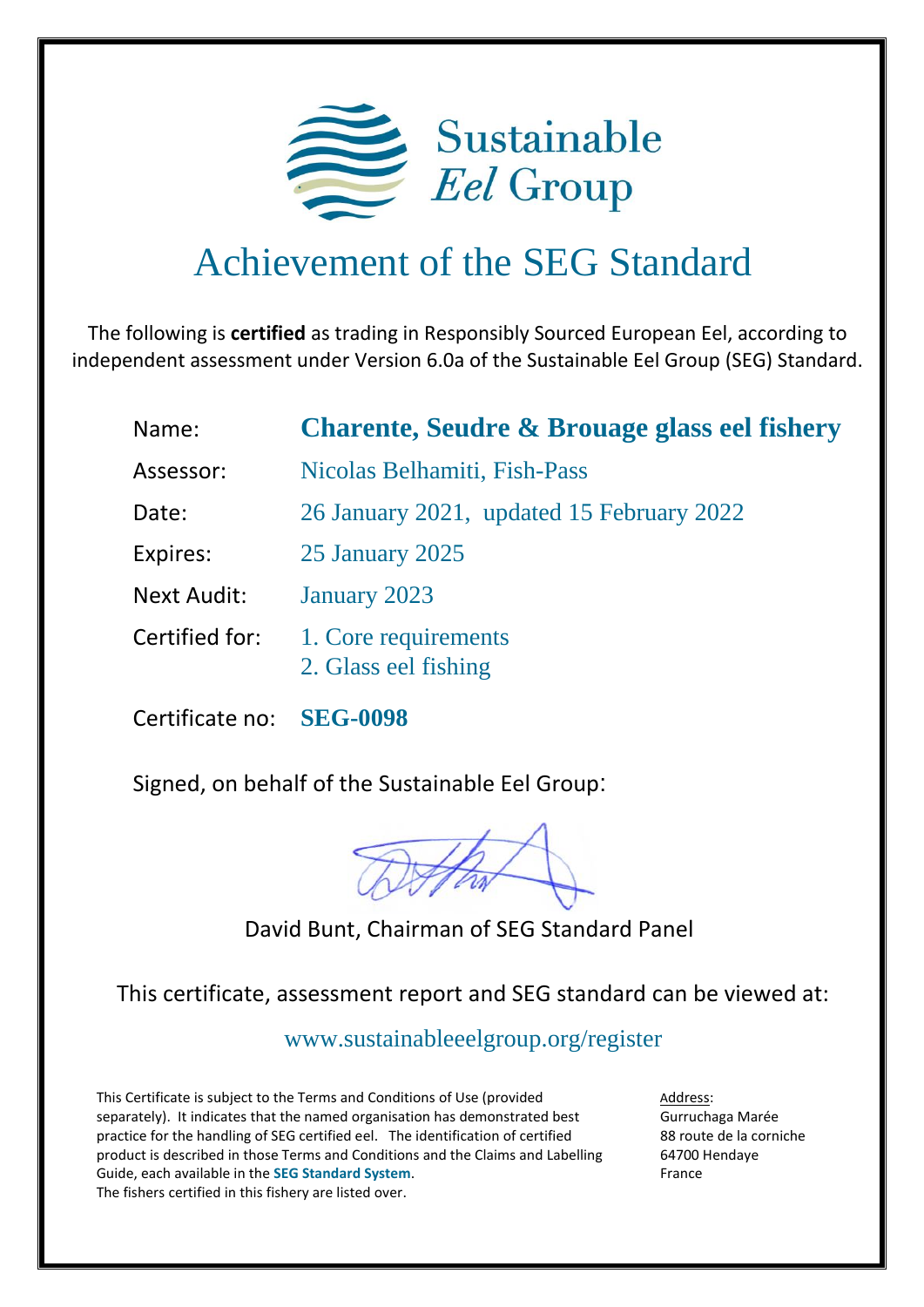Sustainable *Eel* Group

# Achievement of the SEG Standard

The following is **certified** as trading in Responsibly Sourced European Eel, according to independent assessment under Version 6.0a of the Sustainable Eel Group (SEG) Standard.

| | |
|---|---|
| Name: | **Charente, Seudre & Brouage glass eel fishery** |
| Assessor: | Nicolas Belhamiti, Fish-Pass |
| Date: | 26 January 2021, updated 15 February 2022 |
| Expires: | 25 January 2025 |
| Next Audit: | January 2023 |
| Certified for: | 1. Core requirements<br>2. Glass eel fishing |
| Certificate no: | **SEG-0098** |

Signed, on behalf of the Sustainable Eel Group:

David Bunt, Chairman of SEG Standard Panel

This certificate, assessment report and SEG standard can be viewed at:

www.sustainableeelgroup.org/register

This Certificate is subject to the Terms and Conditions of Use (provided separately). It indicates that the named organisation has demonstrated best practice for the handling of SEG certified eel. The identification of certified product is described in those Terms and Conditions and the Claims and Labelling Guide, each available in the **SEG Standard System**.
The fishers certified in this fishery are listed over.

Address:
Gurruchaga Marée
88 route de la corniche
64700 Hendaye
France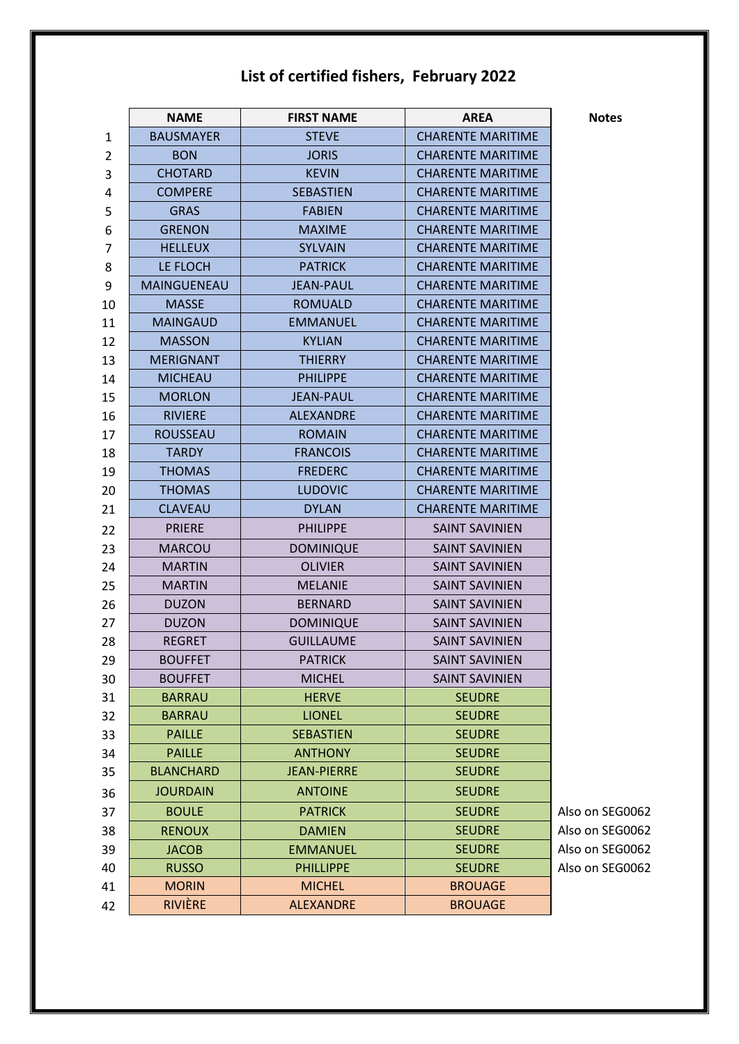# List of certified fishers, February 2022

| | NAME | FIRST NAME | AREA | Notes |
|---|---|---|---|---|
| 1 | BAUSMAYER | STEVE | CHARENTE MARITIME | |
| 2 | BON | JORIS | CHARENTE MARITIME | |
| 3 | CHOTARD | KEVIN | CHARENTE MARITIME | |
| 4 | COMPERE | SEBASTIEN | CHARENTE MARITIME | |
| 5 | GRAS | FABIEN | CHARENTE MARITIME | |
| 6 | GRENON | MAXIME | CHARENTE MARITIME | |
| 7 | HELLEUX | SYLVAIN | CHARENTE MARITIME | |
| 8 | LE FLOCH | PATRICK | CHARENTE MARITIME | |
| 9 | MAINGUENEAU | JEAN-PAUL | CHARENTE MARITIME | |
| 10 | MASSE | ROMUALD | CHARENTE MARITIME | |
| 11 | MAINGAUD | EMMANUEL | CHARENTE MARITIME | |
| 12 | MASSON | KYLIAN | CHARENTE MARITIME | |
| 13 | MERIGNANT | THIERRY | CHARENTE MARITIME | |
| 14 | MICHEAU | PHILIPPE | CHARENTE MARITIME | |
| 15 | MORLON | JEAN-PAUL | CHARENTE MARITIME | |
| 16 | RIVIERE | ALEXANDRE | CHARENTE MARITIME | |
| 17 | ROUSSEAU | ROMAIN | CHARENTE MARITIME | |
| 18 | TARDY | FRANCOIS | CHARENTE MARITIME | |
| 19 | THOMAS | FREDERC | CHARENTE MARITIME | |
| 20 | THOMAS | LUDOVIC | CHARENTE MARITIME | |
| 21 | CLAVEAU | DYLAN | CHARENTE MARITIME | |
| 22 | PRIERE | PHILIPPE | SAINT SAVINIEN | |
| 23 | MARCOU | DOMINIQUE | SAINT SAVINIEN | |
| 24 | MARTIN | OLIVIER | SAINT SAVINIEN | |
| 25 | MARTIN | MELANIE | SAINT SAVINIEN | |
| 26 | DUZON | BERNARD | SAINT SAVINIEN | |
| 27 | DUZON | DOMINIQUE | SAINT SAVINIEN | |
| 28 | REGRET | GUILLAUME | SAINT SAVINIEN | |
| 29 | BOUFFET | PATRICK | SAINT SAVINIEN | |
| 30 | BOUFFET | MICHEL | SAINT SAVINIEN | |
| 31 | BARRAU | HERVE | SEUDRE | |
| 32 | BARRAU | LIONEL | SEUDRE | |
| 33 | PAILLE | SEBASTIEN | SEUDRE | |
| 34 | PAILLE | ANTHONY | SEUDRE | |
| 35 | BLANCHARD | JEAN-PIERRE | SEUDRE | |
| 36 | JOURDAIN | ANTOINE | SEUDRE | |
| 37 | BOULE | PATRICK | SEUDRE | Also on SEG0062 |
| 38 | RENOUX | DAMIEN | SEUDRE | Also on SEG0062 |
| 39 | JACOB | EMMANUEL | SEUDRE | Also on SEG0062 |
| 40 | RUSSO | PHILLIPPE | SEUDRE | Also on SEG0062 |
| 41 | MORIN | MICHEL | BROUAGE | |
| 42 | RIVIÈRE | ALEXANDRE | BROUAGE | |